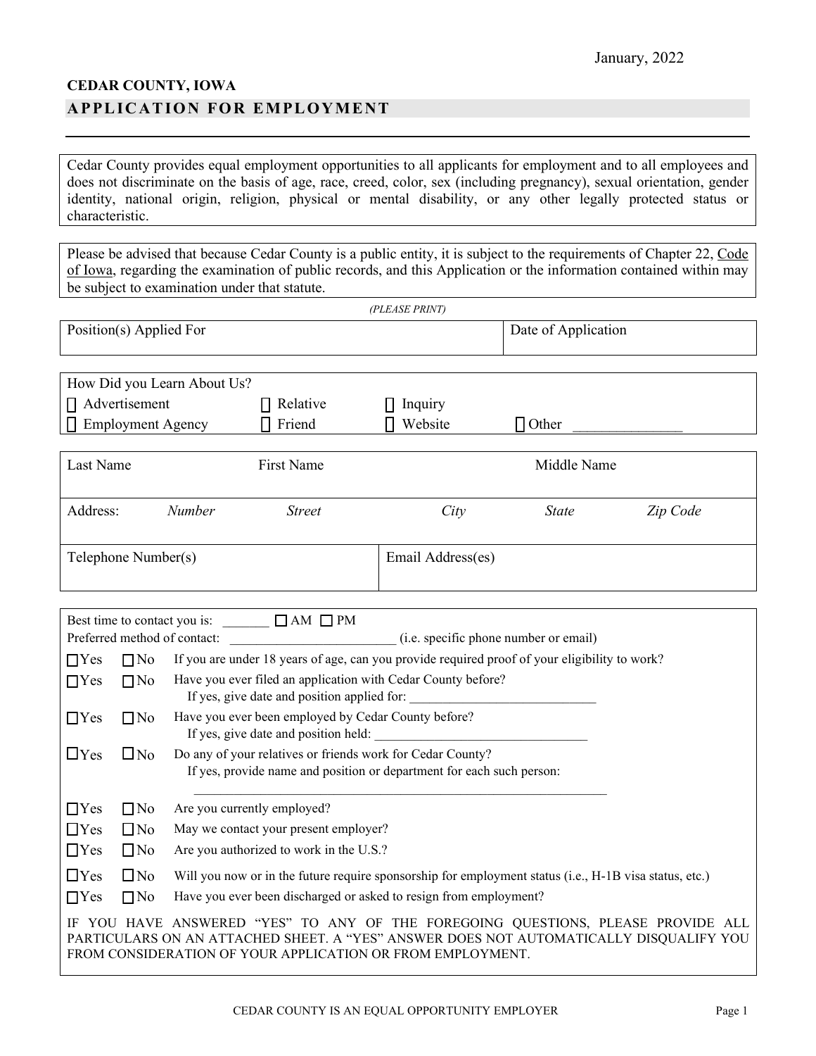January, 2022

**CEDAR COUNTY, IOWA**

## APPLICATION FOR EMPLOYMENT

Cedar County provides equal employment opportunities to all applicants for employment and to all employees and does not discriminate on the basis of age, race, creed, color, sex (including pregnancy), sexual orientation, gender identity, national origin, religion, physical or mental disability, or any other legally protected status or characteristic.

Please be advised that because Cedar County is a public entity, it is subject to the requirements of Chapter 22, Code of Iowa, regarding the examination of public records, and this Application or the information contained within may be subject to examination under that statute.

*(PLEASE PRINT)*

| Position(s) Applied For | Date of Application |
|---|---|
| | |

How Did you Learn About Us?

☐ Advertisement ☐ Relative ☐ Inquiry
☐ Employment Agency ☐ Friend ☐ Website ☐ Other _______________

| Last Name | First Name | Middle Name |
|---|---|---|
| | | |

| Address: | *Number* | *Street* | *City* | *State* | *Zip Code* |
|---|---|---|---|---|---|
| | | | | | |

| Telephone Number(s) | Email Address(es) |
|---|---|
| | |

Best time to contact you is: _______ ☐ AM ☐ PM

Preferred method of contact: _________________________ (i.e. specific phone number or email)

☐Yes ☐No If you are under 18 years of age, can you provide required proof of your eligibility to work?

☐Yes ☐No Have you ever filed an application with Cedar County before?
If yes, give date and position applied for: ____________________________

☐Yes ☐No Have you ever been employed by Cedar County before?
If yes, give date and position held: ________________________________

☐Yes ☐No Do any of your relatives or friends work for Cedar County?
If yes, provide name and position or department for each such person:
_______________________________________________________________

☐Yes ☐No Are you currently employed?

☐Yes ☐No May we contact your present employer?

☐Yes ☐No Are you authorized to work in the U.S.?

☐Yes ☐No Will you now or in the future require sponsorship for employment status (i.e., H-1B visa status, etc.)

☐Yes ☐No Have you ever been discharged or asked to resign from employment?

IF YOU HAVE ANSWERED "YES" TO ANY OF THE FOREGOING QUESTIONS, PLEASE PROVIDE ALL PARTICULARS ON AN ATTACHED SHEET. A "YES" ANSWER DOES NOT AUTOMATICALLY DISQUALIFY YOU FROM CONSIDERATION OF YOUR APPLICATION OR FROM EMPLOYMENT.

CEDAR COUNTY IS AN EQUAL OPPORTUNITY EMPLOYER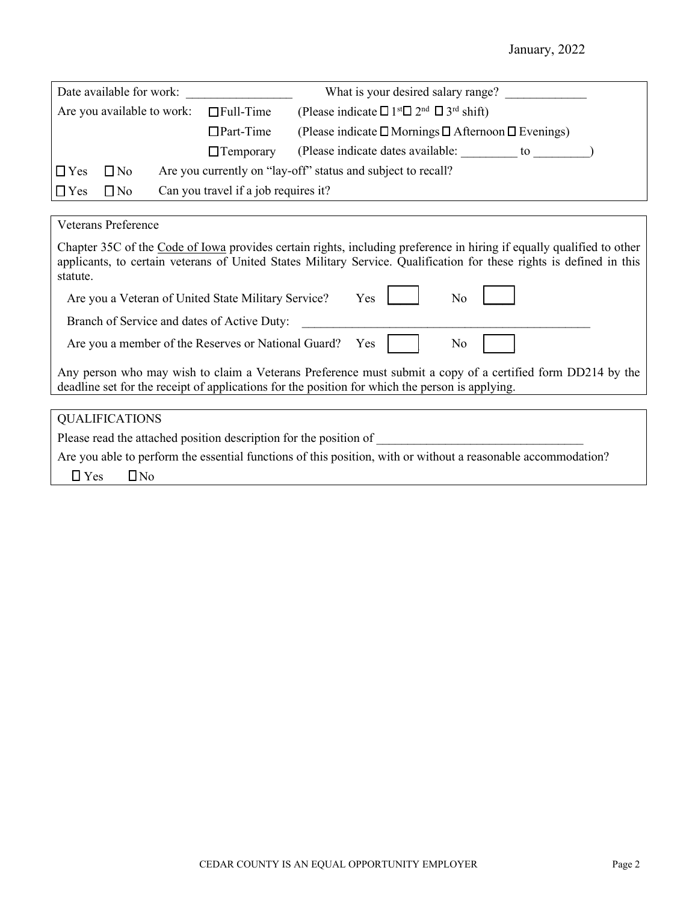January, 2022

Date available for work: _________________ What is your desired salary range? _____________

Are you available to work: ☐ Full-Time (Please indicate ☐ 1st ☐ 2nd ☐ 3rd shift)

☐ Part-Time (Please indicate ☐ Mornings ☐ Afternoon ☐ Evenings)

☐ Temporary (Please indicate dates available: _________ to _________)

☐ Yes ☐ No Are you currently on "lay-off" status and subject to recall?

☐ Yes ☐ No Can you travel if a job requires it?

Veterans Preference

Chapter 35C of the Code of Iowa provides certain rights, including preference in hiring if equally qualified to other applicants, to certain veterans of United States Military Service. Qualification for these rights is defined in this statute.

Are you a Veteran of United State Military Service? Yes ☐ No ☐

Branch of Service and dates of Active Duty: ________________________________________________

Are you a member of the Reserves or National Guard? Yes ☐ No ☐

Any person who may wish to claim a Veterans Preference must submit a copy of a certified form DD214 by the deadline set for the receipt of applications for the position for which the person is applying.

QUALIFICATIONS

Please read the attached position description for the position of _________________________________

Are you able to perform the essential functions of this position, with or without a reasonable accommodation?

☐ Yes ☐ No

CEDAR COUNTY IS AN EQUAL OPPORTUNITY EMPLOYER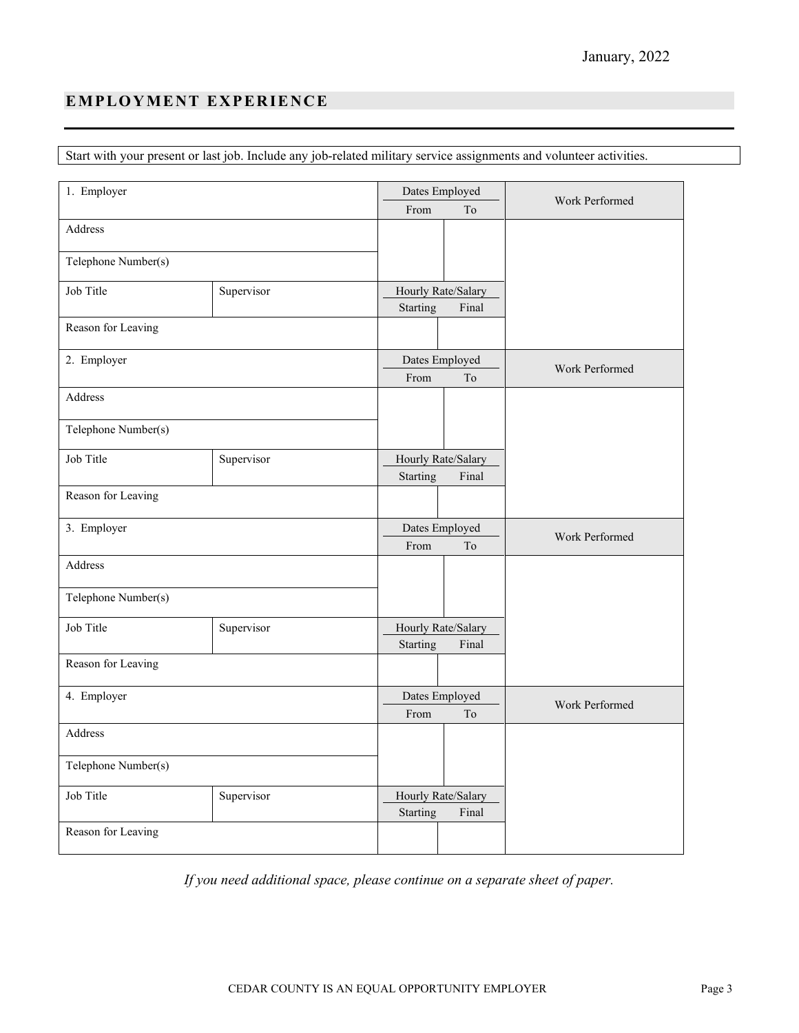## EMPLOYMENT EXPERIENCE

Start with your present or last job. Include any job-related military service assignments and volunteer activities.

| 1. Employer | | Dates Employed | | Work Performed |
|---|---|---|---|---|
| | | From | To | |
| Address | | | | |
| Telephone Number(s) | | | | |
| Job Title | Supervisor | Hourly Rate/Salary | | |
| | | Starting | Final | |
| Reason for Leaving | | | | |
| **2. Employer** | | **Dates Employed** | | **Work Performed** |
| | | From | To | |
| Address | | | | |
| Telephone Number(s) | | | | |
| Job Title | Supervisor | Hourly Rate/Salary | | |
| | | Starting | Final | |
| Reason for Leaving | | | | |
| **3. Employer** | | **Dates Employed** | | **Work Performed** |
| | | From | To | |
| Address | | | | |
| Telephone Number(s) | | | | |
| Job Title | Supervisor | Hourly Rate/Salary | | |
| | | Starting | Final | |
| Reason for Leaving | | | | |
| **4. Employer** | | **Dates Employed** | | **Work Performed** |
| | | From | To | |
| Address | | | | |
| Telephone Number(s) | | | | |
| Job Title | Supervisor | Hourly Rate/Salary | | |
| | | Starting | Final | |
| Reason for Leaving | | | | |

*If you need additional space, please continue on a separate sheet of paper.*

CEDAR COUNTY IS AN EQUAL OPPORTUNITY EMPLOYER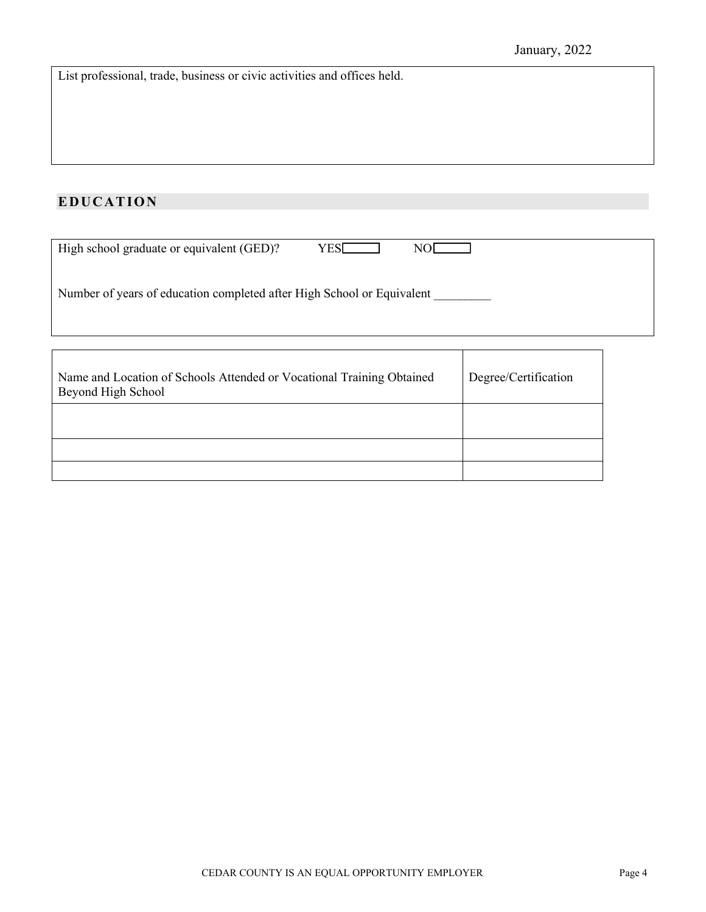List professional, trade, business or civic activities and offices held.

## EDUCATION

High school graduate or equivalent (GED)? YES ☐ NO ☐

Number of years of education completed after High School or Equivalent _________

| Name and Location of Schools Attended or Vocational Training Obtained Beyond High School | Degree/Certification |
|---|---|
| | |
| | |
| | |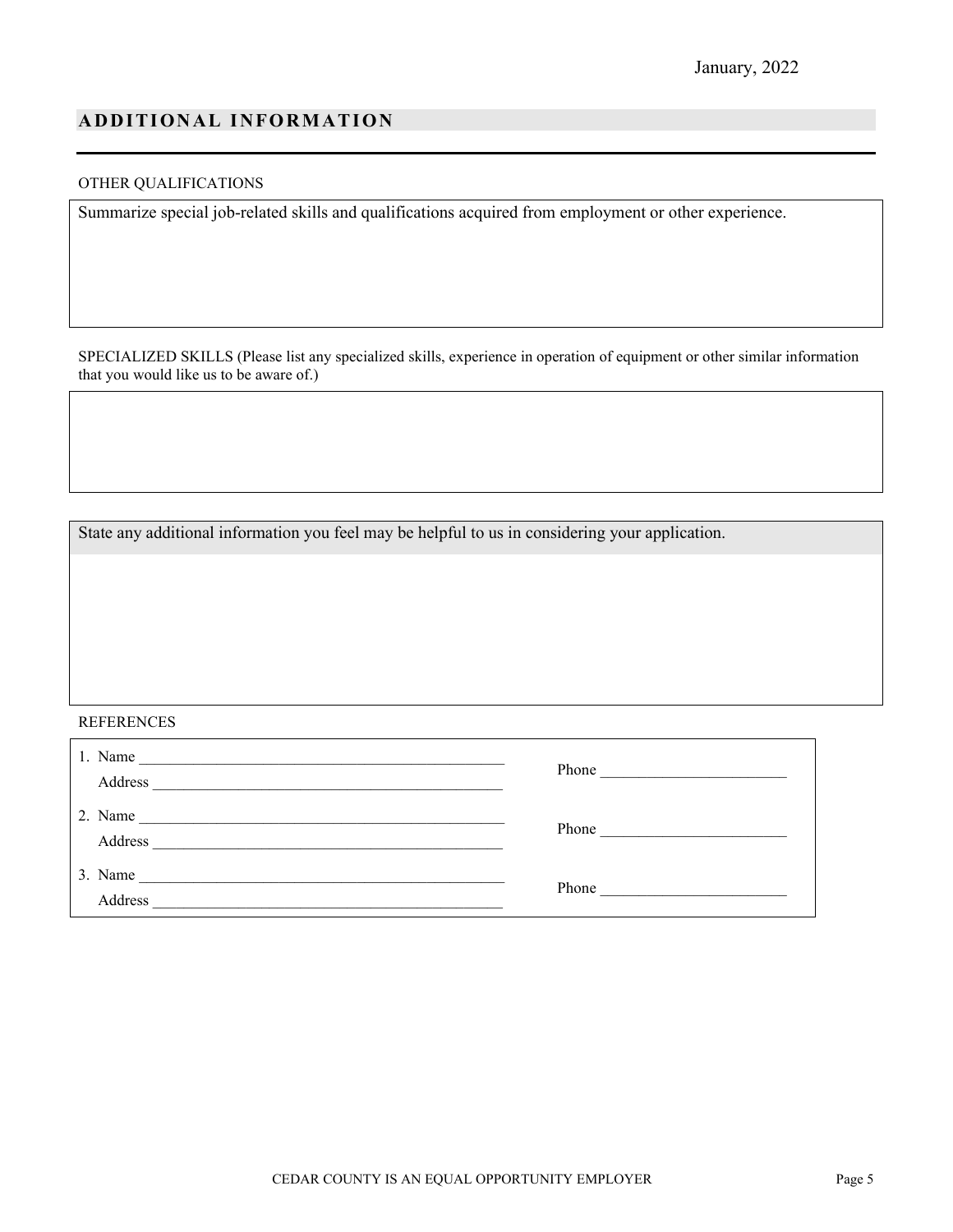January, 2022

## ADDITIONAL INFORMATION

OTHER QUALIFICATIONS

Summarize special job-related skills and qualifications acquired from employment or other experience.

SPECIALIZED SKILLS (Please list any specialized skills, experience in operation of equipment or other similar information that you would like us to be aware of.)

State any additional information you feel may be helpful to us in considering your application.

REFERENCES

1. Name ________________________________________________ Phone ________________________
   Address ______________________________________________

2. Name ________________________________________________ Phone ________________________
   Address ______________________________________________

3. Name ________________________________________________ Phone ________________________
   Address ______________________________________________

CEDAR COUNTY IS AN EQUAL OPPORTUNITY EMPLOYER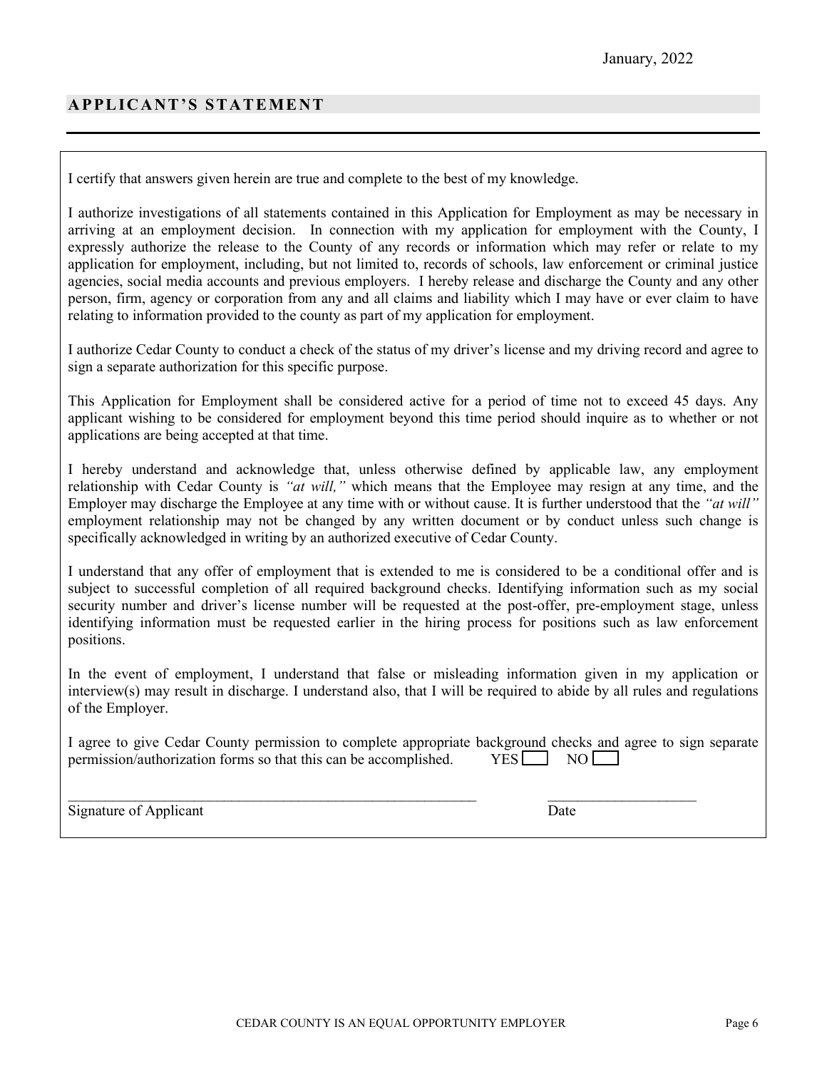January, 2022

## APPLICANT'S STATEMENT

I certify that answers given herein are true and complete to the best of my knowledge.

I authorize investigations of all statements contained in this Application for Employment as may be necessary in arriving at an employment decision. In connection with my application for employment with the County, I expressly authorize the release to the County of any records or information which may refer or relate to my application for employment, including, but not limited to, records of schools, law enforcement or criminal justice agencies, social media accounts and previous employers. I hereby release and discharge the County and any other person, firm, agency or corporation from any and all claims and liability which I may have or ever claim to have relating to information provided to the county as part of my application for employment.

I authorize Cedar County to conduct a check of the status of my driver's license and my driving record and agree to sign a separate authorization for this specific purpose.

This Application for Employment shall be considered active for a period of time not to exceed 45 days. Any applicant wishing to be considered for employment beyond this time period should inquire as to whether or not applications are being accepted at that time.

I hereby understand and acknowledge that, unless otherwise defined by applicable law, any employment relationship with Cedar County is *"at will,"* which means that the Employee may resign at any time, and the Employer may discharge the Employee at any time with or without cause. It is further understood that the *"at will"* employment relationship may not be changed by any written document or by conduct unless such change is specifically acknowledged in writing by an authorized executive of Cedar County.

I understand that any offer of employment that is extended to me is considered to be a conditional offer and is subject to successful completion of all required background checks. Identifying information such as my social security number and driver's license number will be requested at the post-offer, pre-employment stage, unless identifying information must be requested earlier in the hiring process for positions such as law enforcement positions.

In the event of employment, I understand that false or misleading information given in my application or interview(s) may result in discharge. I understand also, that I will be required to abide by all rules and regulations of the Employer.

I agree to give Cedar County permission to complete appropriate background checks and agree to sign separate permission/authorization forms so that this can be accomplished. YES ☐ NO ☐

\_\_\_\_\_\_\_\_\_\_\_\_\_\_\_\_\_\_\_\_\_\_\_\_\_\_\_\_\_\_\_\_\_\_\_\_\_\_\_\_ \_\_\_\_\_\_\_\_\_\_\_\_\_\_\_\_\_\_\_\_

Signature of Applicant Date

CEDAR COUNTY IS AN EQUAL OPPORTUNITY EMPLOYER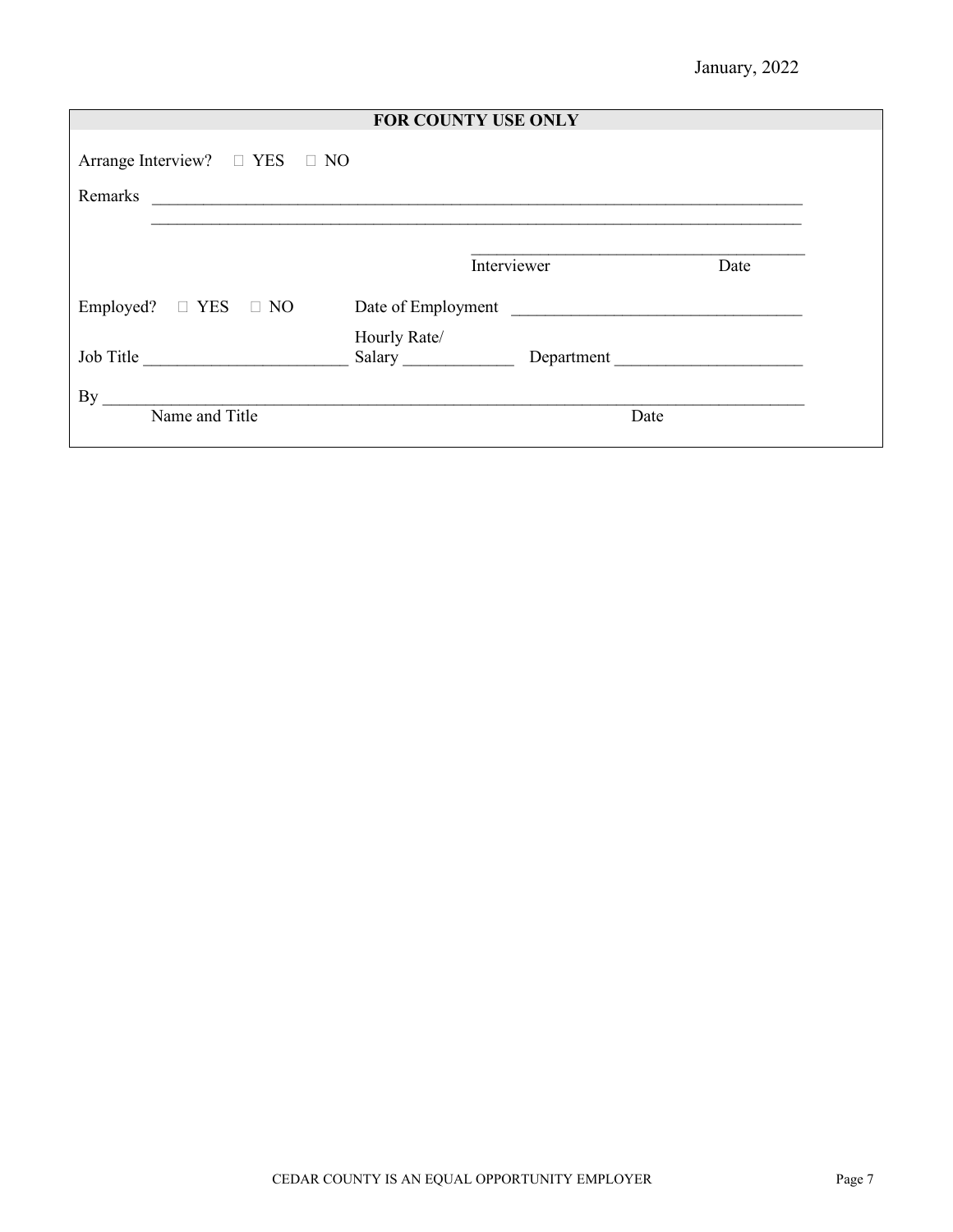January, 2022

## FOR COUNTY USE ONLY

Arrange Interview? ☐ YES ☐ NO

Remarks ____________________________________________________________________________

____________________________________________________________________________

_______________________________________
Interviewer Date

Employed? ☐ YES ☐ NO Date of Employment _________________________________

Job Title ________________________ Hourly Rate/ Salary _____________ Department ______________________

By ____________________________________________________________________________
Name and Title Date

CEDAR COUNTY IS AN EQUAL OPPORTUNITY EMPLOYER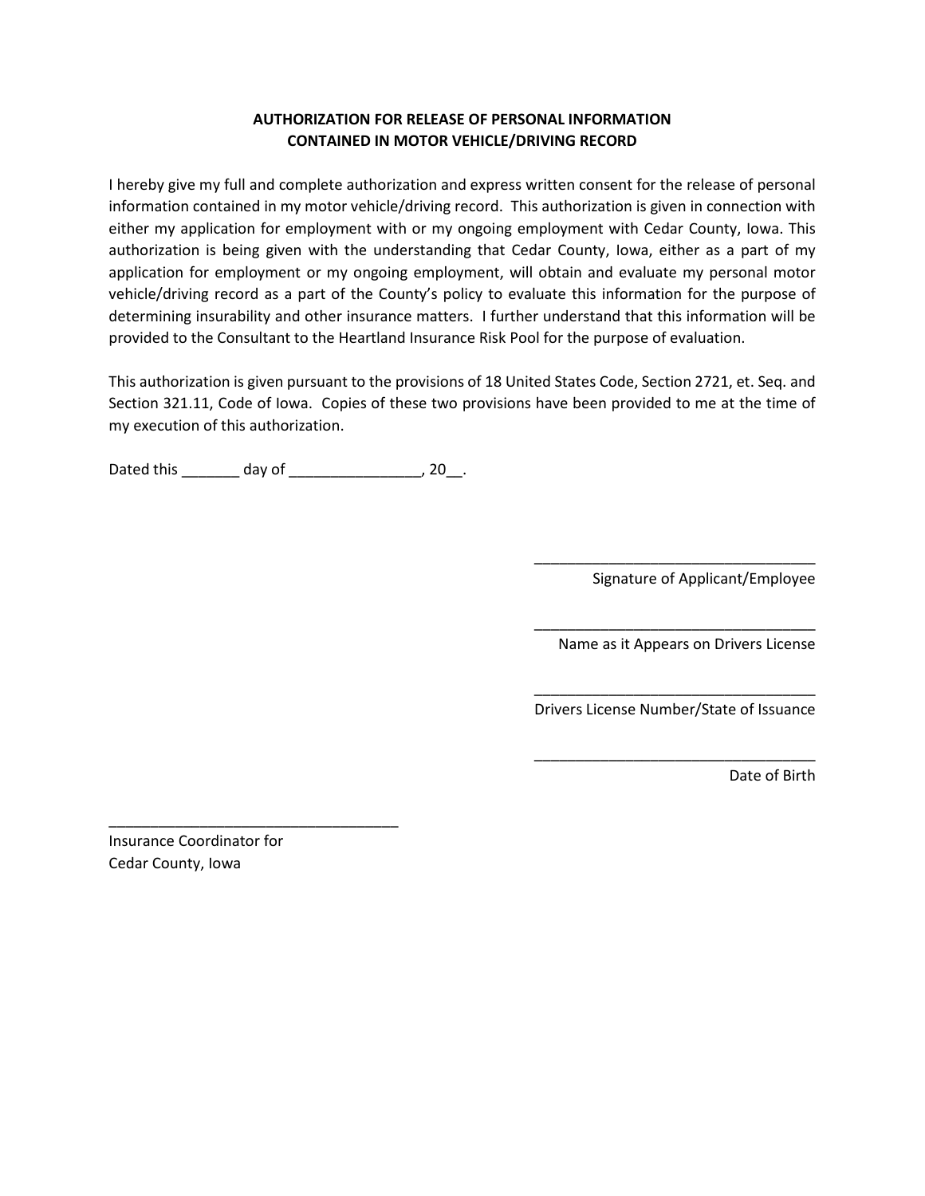**AUTHORIZATION FOR RELEASE OF PERSONAL INFORMATION**
**CONTAINED IN MOTOR VEHICLE/DRIVING RECORD**

I hereby give my full and complete authorization and express written consent for the release of personal information contained in my motor vehicle/driving record. This authorization is given in connection with either my application for employment with or my ongoing employment with Cedar County, Iowa. This authorization is being given with the understanding that Cedar County, Iowa, either as a part of my application for employment or my ongoing employment, will obtain and evaluate my personal motor vehicle/driving record as a part of the County's policy to evaluate this information for the purpose of determining insurability and other insurance matters. I further understand that this information will be provided to the Consultant to the Heartland Insurance Risk Pool for the purpose of evaluation.

This authorization is given pursuant to the provisions of 18 United States Code, Section 2721, et. Seq. and Section 321.11, Code of Iowa. Copies of these two provisions have been provided to me at the time of my execution of this authorization.

Dated this _______ day of ________________, 20__.

___________________________________
Signature of Applicant/Employee

___________________________________
Name as it Appears on Drivers License

___________________________________
Drivers License Number/State of Issuance

___________________________________
Date of Birth

___________________________________
Insurance Coordinator for
Cedar County, Iowa